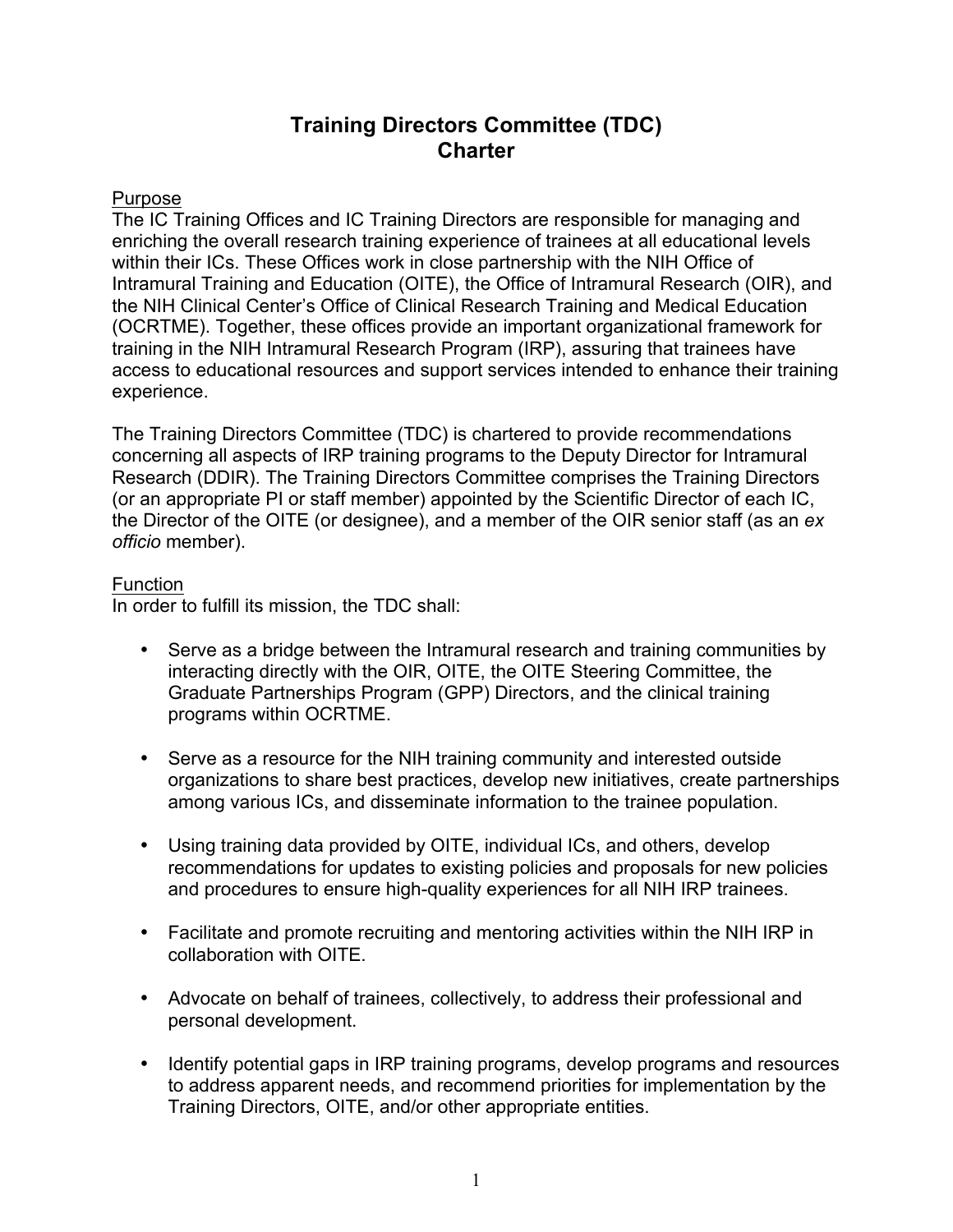# Training Directors Committee (TDC)
# Charter

## Purpose

The IC Training Offices and IC Training Directors are responsible for managing and enriching the overall research training experience of trainees at all educational levels within their ICs. These Offices work in close partnership with the NIH Office of Intramural Training and Education (OITE), the Office of Intramural Research (OIR), and the NIH Clinical Center's Office of Clinical Research Training and Medical Education (OCRTME). Together, these offices provide an important organizational framework for training in the NIH Intramural Research Program (IRP), assuring that trainees have access to educational resources and support services intended to enhance their training experience.

The Training Directors Committee (TDC) is chartered to provide recommendations concerning all aspects of IRP training programs to the Deputy Director for Intramural Research (DDIR). The Training Directors Committee comprises the Training Directors (or an appropriate PI or staff member) appointed by the Scientific Director of each IC, the Director of the OITE (or designee), and a member of the OIR senior staff (as an *ex officio* member).

## Function

In order to fulfill its mission, the TDC shall:

- Serve as a bridge between the Intramural research and training communities by interacting directly with the OIR, OITE, the OITE Steering Committee, the Graduate Partnerships Program (GPP) Directors, and the clinical training programs within OCRTME.
- Serve as a resource for the NIH training community and interested outside organizations to share best practices, develop new initiatives, create partnerships among various ICs, and disseminate information to the trainee population.
- Using training data provided by OITE, individual ICs, and others, develop recommendations for updates to existing policies and proposals for new policies and procedures to ensure high-quality experiences for all NIH IRP trainees.
- Facilitate and promote recruiting and mentoring activities within the NIH IRP in collaboration with OITE.
- Advocate on behalf of trainees, collectively, to address their professional and personal development.
- Identify potential gaps in IRP training programs, develop programs and resources to address apparent needs, and recommend priorities for implementation by the Training Directors, OITE, and/or other appropriate entities.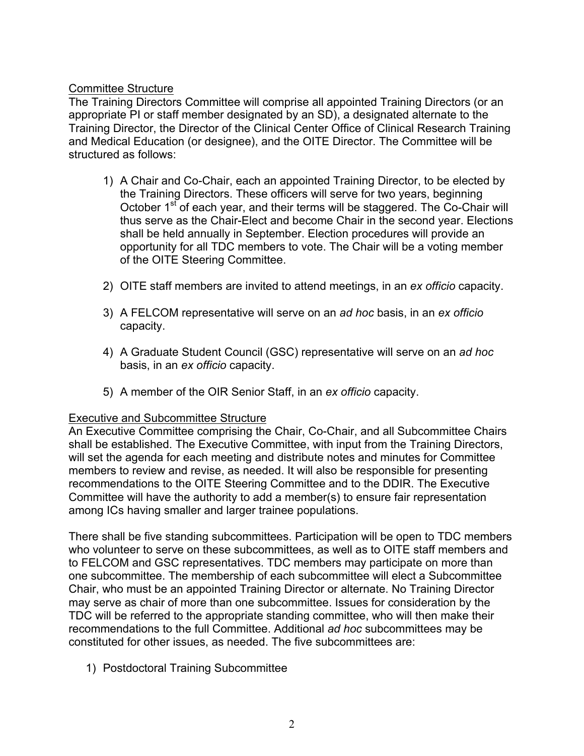Committee Structure

The Training Directors Committee will comprise all appointed Training Directors (or an appropriate PI or staff member designated by an SD), a designated alternate to the Training Director, the Director of the Clinical Center Office of Clinical Research Training and Medical Education (or designee), and the OITE Director. The Committee will be structured as follows:

1) A Chair and Co-Chair, each an appointed Training Director, to be elected by the Training Directors. These officers will serve for two years, beginning October 1st of each year, and their terms will be staggered. The Co-Chair will thus serve as the Chair-Elect and become Chair in the second year. Elections shall be held annually in September. Election procedures will provide an opportunity for all TDC members to vote. The Chair will be a voting member of the OITE Steering Committee.

2) OITE staff members are invited to attend meetings, in an *ex officio* capacity.

3) A FELCOM representative will serve on an *ad hoc* basis, in an *ex officio* capacity.

4) A Graduate Student Council (GSC) representative will serve on an *ad hoc* basis, in an *ex officio* capacity.

5) A member of the OIR Senior Staff, in an *ex officio* capacity.

Executive and Subcommittee Structure

An Executive Committee comprising the Chair, Co-Chair, and all Subcommittee Chairs shall be established. The Executive Committee, with input from the Training Directors, will set the agenda for each meeting and distribute notes and minutes for Committee members to review and revise, as needed. It will also be responsible for presenting recommendations to the OITE Steering Committee and to the DDIR. The Executive Committee will have the authority to add a member(s) to ensure fair representation among ICs having smaller and larger trainee populations.

There shall be five standing subcommittees. Participation will be open to TDC members who volunteer to serve on these subcommittees, as well as to OITE staff members and to FELCOM and GSC representatives. TDC members may participate on more than one subcommittee. The membership of each subcommittee will elect a Subcommittee Chair, who must be an appointed Training Director or alternate. No Training Director may serve as chair of more than one subcommittee. Issues for consideration by the TDC will be referred to the appropriate standing committee, who will then make their recommendations to the full Committee. Additional *ad hoc* subcommittees may be constituted for other issues, as needed. The five subcommittees are:

1) Postdoctoral Training Subcommittee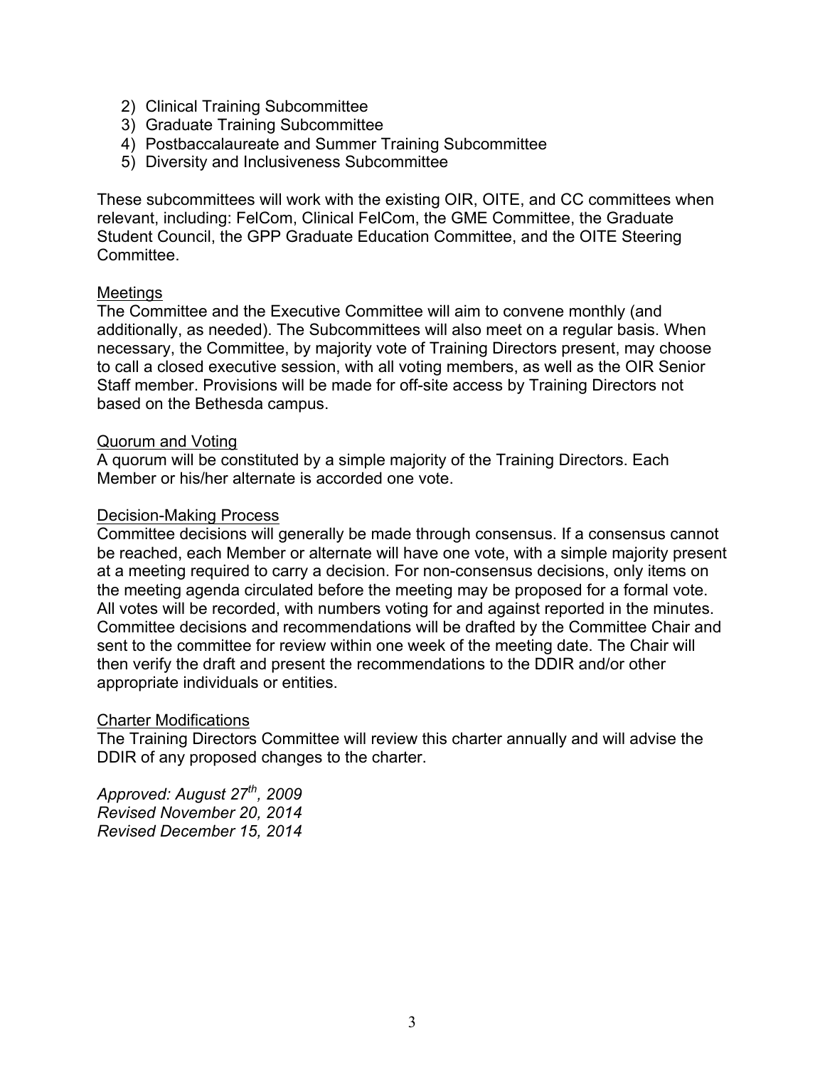2) Clinical Training Subcommittee
3) Graduate Training Subcommittee
4) Postbaccalaureate and Summer Training Subcommittee
5) Diversity and Inclusiveness Subcommittee

These subcommittees will work with the existing OIR, OITE, and CC committees when relevant, including: FelCom, Clinical FelCom, the GME Committee, the Graduate Student Council, the GPP Graduate Education Committee, and the OITE Steering Committee.

<u>Meetings</u>

The Committee and the Executive Committee will aim to convene monthly (and additionally, as needed). The Subcommittees will also meet on a regular basis. When necessary, the Committee, by majority vote of Training Directors present, may choose to call a closed executive session, with all voting members, as well as the OIR Senior Staff member. Provisions will be made for off-site access by Training Directors not based on the Bethesda campus.

<u>Quorum and Voting</u>

A quorum will be constituted by a simple majority of the Training Directors. Each Member or his/her alternate is accorded one vote.

<u>Decision-Making Process</u>

Committee decisions will generally be made through consensus. If a consensus cannot be reached, each Member or alternate will have one vote, with a simple majority present at a meeting required to carry a decision. For non-consensus decisions, only items on the meeting agenda circulated before the meeting may be proposed for a formal vote. All votes will be recorded, with numbers voting for and against reported in the minutes. Committee decisions and recommendations will be drafted by the Committee Chair and sent to the committee for review within one week of the meeting date. The Chair will then verify the draft and present the recommendations to the DDIR and/or other appropriate individuals or entities.

<u>Charter Modifications</u>

The Training Directors Committee will review this charter annually and will advise the DDIR of any proposed changes to the charter.

*Approved: August 27th, 2009*
*Revised November 20, 2014*
*Revised December 15, 2014*